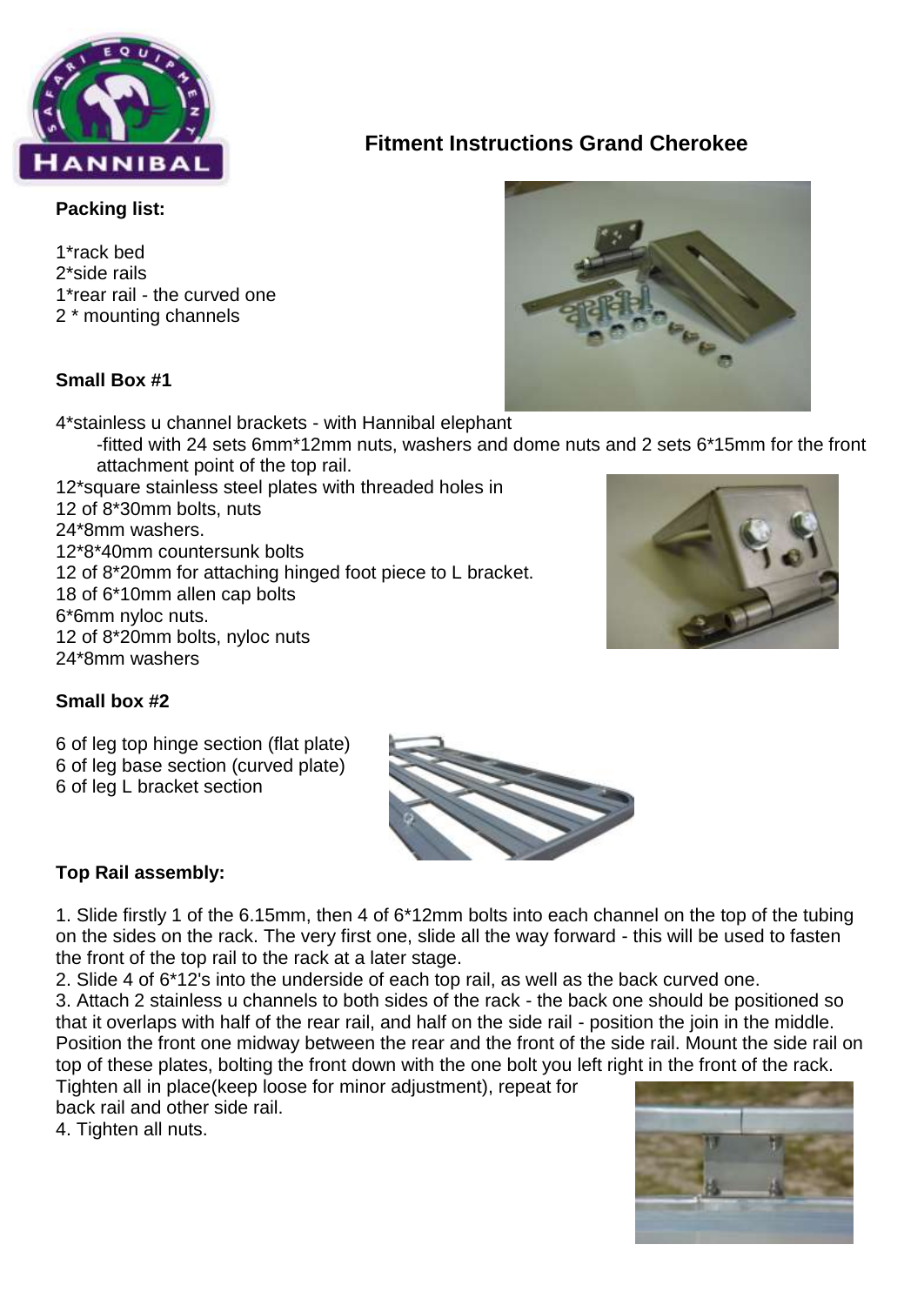## Fitment Instructions Grand Cherokee

**Packing list:**

1*rack bed
2*side rails
1*rear rail - the curved one
2 * mounting channels

**Small Box #1**

4*stainless u channel brackets - with Hannibal elephant
  -fitted with 24 sets 6mm*12mm nuts, washers and dome nuts and 2 sets 6*15mm for the front attachment point of the top rail.
12*square stainless steel plates with threaded holes in
12 of 8*30mm bolts, nuts
24*8mm washers.
12*8*40mm countersunk bolts
12 of 8*20mm for attaching hinged foot piece to L bracket.
18 of 6*10mm allen cap bolts
6*6mm nyloc nuts.
12 of 8*20mm bolts, nyloc nuts
24*8mm washers

**Small box #2**

6 of leg top hinge section (flat plate)
6 of leg base section (curved plate)
6 of leg L bracket section

**Top Rail assembly:**

1. Slide firstly 1 of the 6.15mm, then 4 of 6*12mm bolts into each channel on the top of the tubing on the sides on the rack. The very first one, slide all the way forward - this will be used to fasten the front of the top rail to the rack at a later stage.
2. Slide 4 of 6*12's into the underside of each top rail, as well as the back curved one.
3. Attach 2 stainless u channels to both sides of the rack - the back one should be positioned so that it overlaps with half of the rear rail, and half on the side rail - position the join in the middle. Position the front one midway between the rear and the front of the side rail. Mount the side rail on top of these plates, bolting the front down with the one bolt you left right in the front of the rack. Tighten all in place(keep loose for minor adjustment), repeat for back rail and other side rail.
4. Tighten all nuts.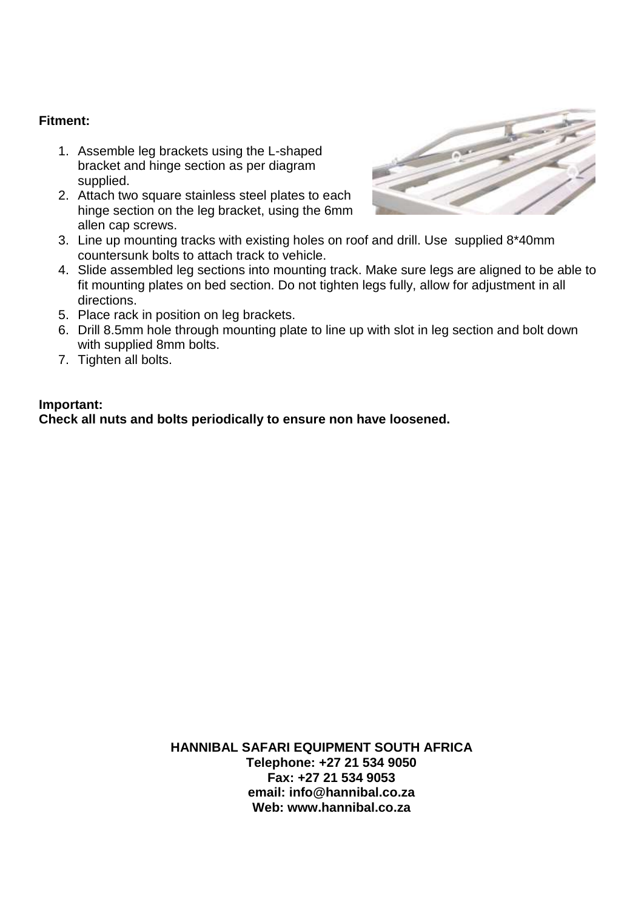**Fitment:**

1. Assemble leg brackets using the L-shaped bracket and hinge section as per diagram supplied.
2. Attach two square stainless steel plates to each hinge section on the leg bracket, using the 6mm allen cap screws.
3. Line up mounting tracks with existing holes on roof and drill. Use supplied 8*40mm countersunk bolts to attach track to vehicle.
4. Slide assembled leg sections into mounting track. Make sure legs are aligned to be able to fit mounting plates on bed section. Do not tighten legs fully, allow for adjustment in all directions.
5. Place rack in position on leg brackets.
6. Drill 8.5mm hole through mounting plate to line up with slot in leg section and bolt down with supplied 8mm bolts.
7. Tighten all bolts.

**Important:**
**Check all nuts and bolts periodically to ensure non have loosened.**

**HANNIBAL SAFARI EQUIPMENT SOUTH AFRICA**
**Telephone: +27 21 534 9050**
**Fax: +27 21 534 9053**
**email: info@hannibal.co.za**
**Web: www.hannibal.co.za**